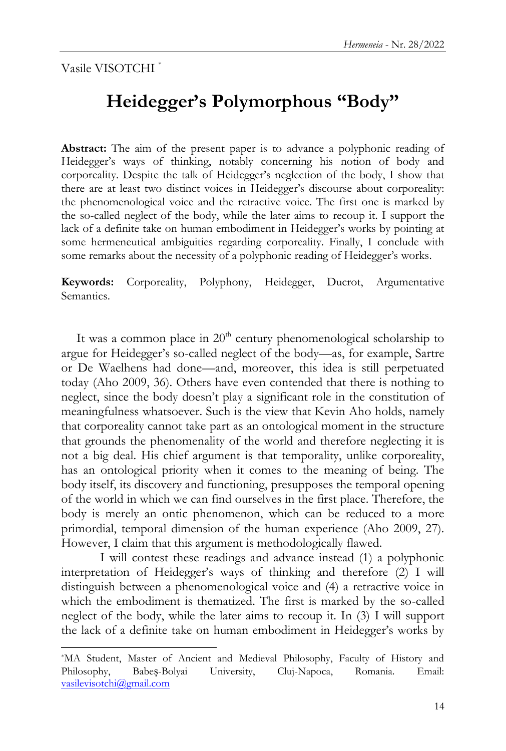Vasile VISOTCHI [*]

# Heidegger's Polymorphous "Body"

**Abstract:** The aim of the present paper is to advance a polyphonic reading of Heidegger's ways of thinking, notably concerning his notion of body and corporeality. Despite the talk of Heidegger's neglection of the body, I show that there are at least two distinct voices in Heidegger's discourse about corporeality: the phenomenological voice and the retractive voice. The first one is marked by the so-called neglect of the body, while the later aims to recoup it. I support the lack of a definite take on human embodiment in Heidegger's works by pointing at some hermeneutical ambiguities regarding corporeality. Finally, I conclude with some remarks about the necessity of a polyphonic reading of Heidegger's works.

**Keywords:** Corporeality, Polyphony, Heidegger, Ducrot, Argumentative Semantics.

It was a common place in 20th century phenomenological scholarship to argue for Heidegger's so-called neglect of the body—as, for example, Sartre or De Waelhens had done—and, moreover, this idea is still perpetuated today (Aho 2009, 36). Others have even contended that there is nothing to neglect, since the body doesn't play a significant role in the constitution of meaningfulness whatsoever. Such is the view that Kevin Aho holds, namely that corporeality cannot take part as an ontological moment in the structure that grounds the phenomenality of the world and therefore neglecting it is not a big deal. His chief argument is that temporality, unlike corporeality, has an ontological priority when it comes to the meaning of being. The body itself, its discovery and functioning, presupposes the temporal opening of the world in which we can find ourselves in the first place. Therefore, the body is merely an ontic phenomenon, which can be reduced to a more primordial, temporal dimension of the human experience (Aho 2009, 27). However, I claim that this argument is methodologically flawed.

I will contest these readings and advance instead (1) a polyphonic interpretation of Heidegger's ways of thinking and therefore (2) I will distinguish between a phenomenological voice and (4) a retractive voice in which the embodiment is thematized. The first is marked by the so-called neglect of the body, while the later aims to recoup it. In (3) I will support the lack of a definite take on human embodiment in Heidegger's works by

[*] MA Student, Master of Ancient and Medieval Philosophy, Faculty of History and Philosophy, Babeş-Bolyai University, Cluj-Napoca, Romania. Email: vasilevisotchi@gmail.com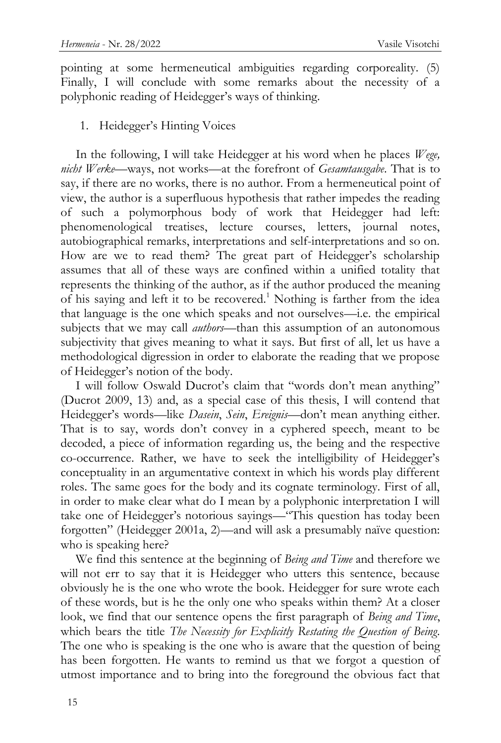pointing at some hermeneutical ambiguities regarding corporeality. (5) Finally, I will conclude with some remarks about the necessity of a polyphonic reading of Heidegger's ways of thinking.

## 1. Heidegger's Hinting Voices

In the following, I will take Heidegger at his word when he places *Wege, nicht Werke*—ways, not works—at the forefront of *Gesamtausgabe*. That is to say, if there are no works, there is no author. From a hermeneutical point of view, the author is a superfluous hypothesis that rather impedes the reading of such a polymorphous body of work that Heidegger had left: phenomenological treatises, lecture courses, letters, journal notes, autobiographical remarks, interpretations and self-interpretations and so on. How are we to read them? The great part of Heidegger's scholarship assumes that all of these ways are confined within a unified totality that represents the thinking of the author, as if the author produced the meaning of his saying and left it to be recovered.[1] Nothing is farther from the idea that language is the one which speaks and not ourselves—i.e. the empirical subjects that we may call *authors*—than this assumption of an autonomous subjectivity that gives meaning to what it says. But first of all, let us have a methodological digression in order to elaborate the reading that we propose of Heidegger's notion of the body.

I will follow Oswald Ducrot's claim that "words don't mean anything" (Ducrot 2009, 13) and, as a special case of this thesis, I will contend that Heidegger's words—like *Dasein*, *Sein*, *Ereignis*—don't mean anything either. That is to say, words don't convey in a cyphered speech, meant to be decoded, a piece of information regarding us, the being and the respective co-occurrence. Rather, we have to seek the intelligibility of Heidegger's conceptuality in an argumentative context in which his words play different roles. The same goes for the body and its cognate terminology. First of all, in order to make clear what do I mean by a polyphonic interpretation I will take one of Heidegger's notorious sayings—"This question has today been forgotten" (Heidegger 2001a, 2)—and will ask a presumably naïve question: who is speaking here?

We find this sentence at the beginning of *Being and Time* and therefore we will not err to say that it is Heidegger who utters this sentence, because obviously he is the one who wrote the book. Heidegger for sure wrote each of these words, but is he the only one who speaks within them? At a closer look, we find that our sentence opens the first paragraph of *Being and Time*, which bears the title *The Necessity for Explicitly Restating the Question of Being*. The one who is speaking is the one who is aware that the question of being has been forgotten. He wants to remind us that we forgot a question of utmost importance and to bring into the foreground the obvious fact that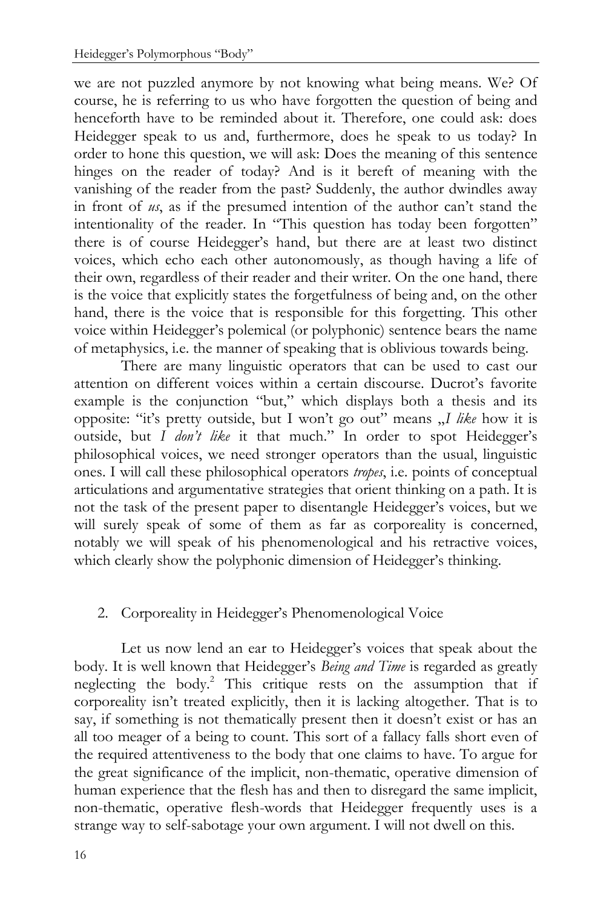we are not puzzled anymore by not knowing what being means. We? Of course, he is referring to us who have forgotten the question of being and henceforth have to be reminded about it. Therefore, one could ask: does Heidegger speak to us and, furthermore, does he speak to us today? In order to hone this question, we will ask: Does the meaning of this sentence hinges on the reader of today? And is it bereft of meaning with the vanishing of the reader from the past? Suddenly, the author dwindles away in front of *us*, as if the presumed intention of the author can't stand the intentionality of the reader. In "This question has today been forgotten" there is of course Heidegger's hand, but there are at least two distinct voices, which echo each other autonomously, as though having a life of their own, regardless of their reader and their writer. On the one hand, there is the voice that explicitly states the forgetfulness of being and, on the other hand, there is the voice that is responsible for this forgetting. This other voice within Heidegger's polemical (or polyphonic) sentence bears the name of metaphysics, i.e. the manner of speaking that is oblivious towards being.

There are many linguistic operators that can be used to cast our attention on different voices within a certain discourse. Ducrot's favorite example is the conjunction "but," which displays both a thesis and its opposite: "it's pretty outside, but I won't go out" means „*I like* how it is outside, but *I don't like* it that much." In order to spot Heidegger's philosophical voices, we need stronger operators than the usual, linguistic ones. I will call these philosophical operators *tropes*, i.e. points of conceptual articulations and argumentative strategies that orient thinking on a path. It is not the task of the present paper to disentangle Heidegger's voices, but we will surely speak of some of them as far as corporeality is concerned, notably we will speak of his phenomenological and his retractive voices, which clearly show the polyphonic dimension of Heidegger's thinking.

## 2. Corporeality in Heidegger's Phenomenological Voice

Let us now lend an ear to Heidegger's voices that speak about the body. It is well known that Heidegger's *Being and Time* is regarded as greatly neglecting the body.[2] This critique rests on the assumption that if corporeality isn't treated explicitly, then it is lacking altogether. That is to say, if something is not thematically present then it doesn't exist or has an all too meager of a being to count. This sort of a fallacy falls short even of the required attentiveness to the body that one claims to have. To argue for the great significance of the implicit, non-thematic, operative dimension of human experience that the flesh has and then to disregard the same implicit, non-thematic, operative flesh-words that Heidegger frequently uses is a strange way to self-sabotage your own argument. I will not dwell on this.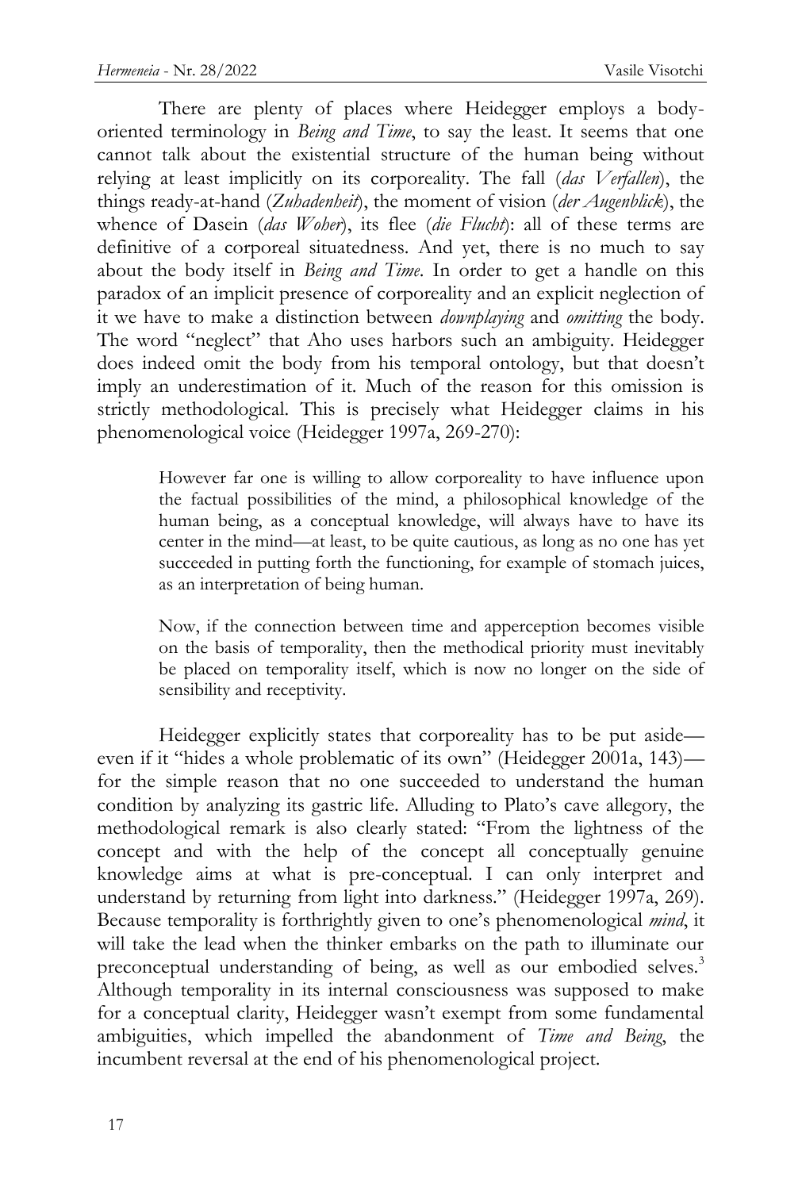There are plenty of places where Heidegger employs a body-oriented terminology in *Being and Time*, to say the least. It seems that one cannot talk about the existential structure of the human being without relying at least implicitly on its corporeality. The fall (*das Verfallen*), the things ready-at-hand (*Zuhadenheit*), the moment of vision (*der Augenblick*), the whence of Dasein (*das Woher*), its flee (*die Flucht*): all of these terms are definitive of a corporeal situatedness. And yet, there is no much to say about the body itself in *Being and Time*. In order to get a handle on this paradox of an implicit presence of corporeality and an explicit neglection of it we have to make a distinction between *downplaying* and *omitting* the body. The word "neglect" that Aho uses harbors such an ambiguity. Heidegger does indeed omit the body from his temporal ontology, but that doesn't imply an underestimation of it. Much of the reason for this omission is strictly methodological. This is precisely what Heidegger claims in his phenomenological voice (Heidegger 1997a, 269-270):

> However far one is willing to allow corporeality to have influence upon the factual possibilities of the mind, a philosophical knowledge of the human being, as a conceptual knowledge, will always have to have its center in the mind—at least, to be quite cautious, as long as no one has yet succeeded in putting forth the functioning, for example of stomach juices, as an interpretation of being human.
>
> Now, if the connection between time and apperception becomes visible on the basis of temporality, then the methodical priority must inevitably be placed on temporality itself, which is now no longer on the side of sensibility and receptivity.

Heidegger explicitly states that corporeality has to be put aside—even if it "hides a whole problematic of its own" (Heidegger 2001a, 143)—for the simple reason that no one succeeded to understand the human condition by analyzing its gastric life. Alluding to Plato's cave allegory, the methodological remark is also clearly stated: "From the lightness of the concept and with the help of the concept all conceptually genuine knowledge aims at what is pre-conceptual. I can only interpret and understand by returning from light into darkness." (Heidegger 1997a, 269). Because temporality is forthrightly given to one's phenomenological *mind*, it will take the lead when the thinker embarks on the path to illuminate our preconceptual understanding of being, as well as our embodied selves.[3] Although temporality in its internal consciousness was supposed to make for a conceptual clarity, Heidegger wasn't exempt from some fundamental ambiguities, which impelled the abandonment of *Time and Being*, the incumbent reversal at the end of his phenomenological project.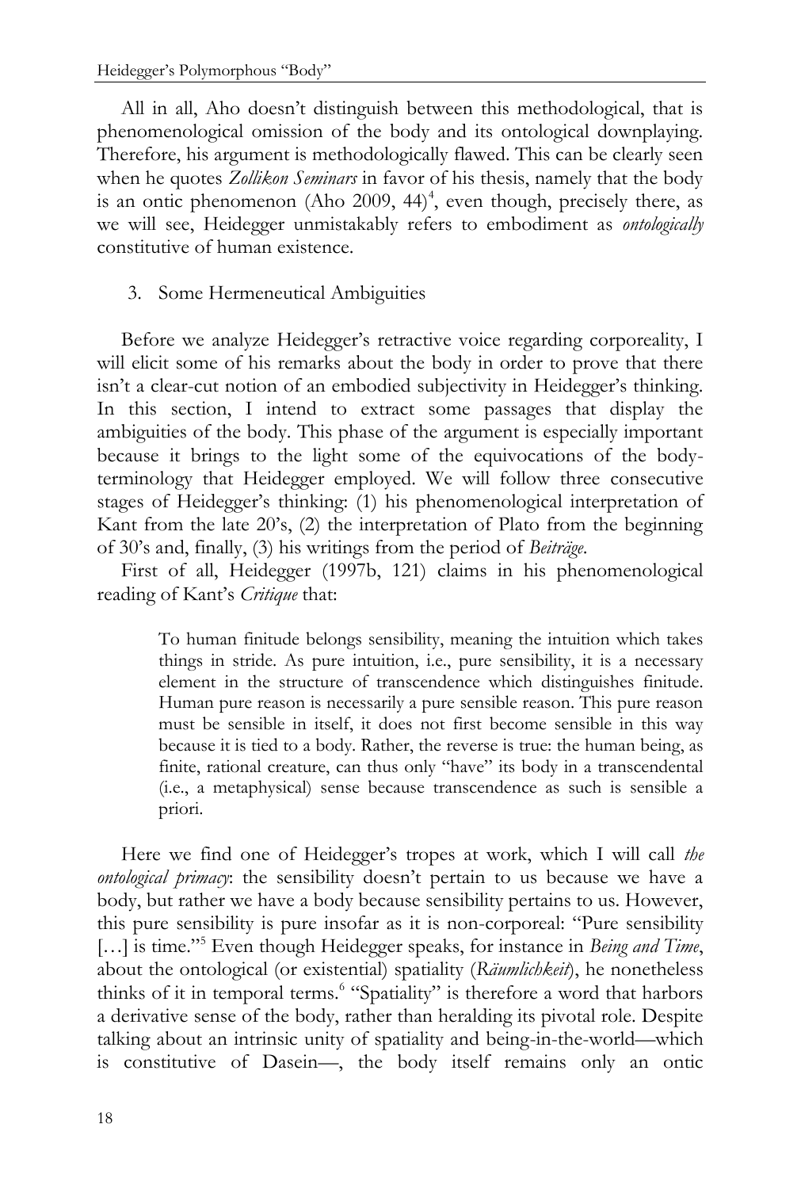All in all, Aho doesn't distinguish between this methodological, that is phenomenological omission of the body and its ontological downplaying. Therefore, his argument is methodologically flawed. This can be clearly seen when he quotes *Zollikon Seminars* in favor of his thesis, namely that the body is an ontic phenomenon (Aho 2009, 44)[4], even though, precisely there, as we will see, Heidegger unmistakably refers to embodiment as *ontologically* constitutive of human existence.

## 3. Some Hermeneutical Ambiguities

Before we analyze Heidegger's retractive voice regarding corporeality, I will elicit some of his remarks about the body in order to prove that there isn't a clear-cut notion of an embodied subjectivity in Heidegger's thinking. In this section, I intend to extract some passages that display the ambiguities of the body. This phase of the argument is especially important because it brings to the light some of the equivocations of the body-terminology that Heidegger employed. We will follow three consecutive stages of Heidegger's thinking: (1) his phenomenological interpretation of Kant from the late 20's, (2) the interpretation of Plato from the beginning of 30's and, finally, (3) his writings from the period of *Beiträge*.

First of all, Heidegger (1997b, 121) claims in his phenomenological reading of Kant's *Critique* that:

> To human finitude belongs sensibility, meaning the intuition which takes things in stride. As pure intuition, i.e., pure sensibility, it is a necessary element in the structure of transcendence which distinguishes finitude. Human pure reason is necessarily a pure sensible reason. This pure reason must be sensible in itself, it does not first become sensible in this way because it is tied to a body. Rather, the reverse is true: the human being, as finite, rational creature, can thus only "have" its body in a transcendental (i.e., a metaphysical) sense because transcendence as such is sensible a priori.

Here we find one of Heidegger's tropes at work, which I will call *the ontological primacy*: the sensibility doesn't pertain to us because we have a body, but rather we have a body because sensibility pertains to us. However, this pure sensibility is pure insofar as it is non-corporeal: "Pure sensibility […] is time."[5] Even though Heidegger speaks, for instance in *Being and Time*, about the ontological (or existential) spatiality (*Räumlichkeit*), he nonetheless thinks of it in temporal terms.[6] "Spatiality" is therefore a word that harbors a derivative sense of the body, rather than heralding its pivotal role. Despite talking about an intrinsic unity of spatiality and being-in-the-world—which is constitutive of Dasein—, the body itself remains only an ontic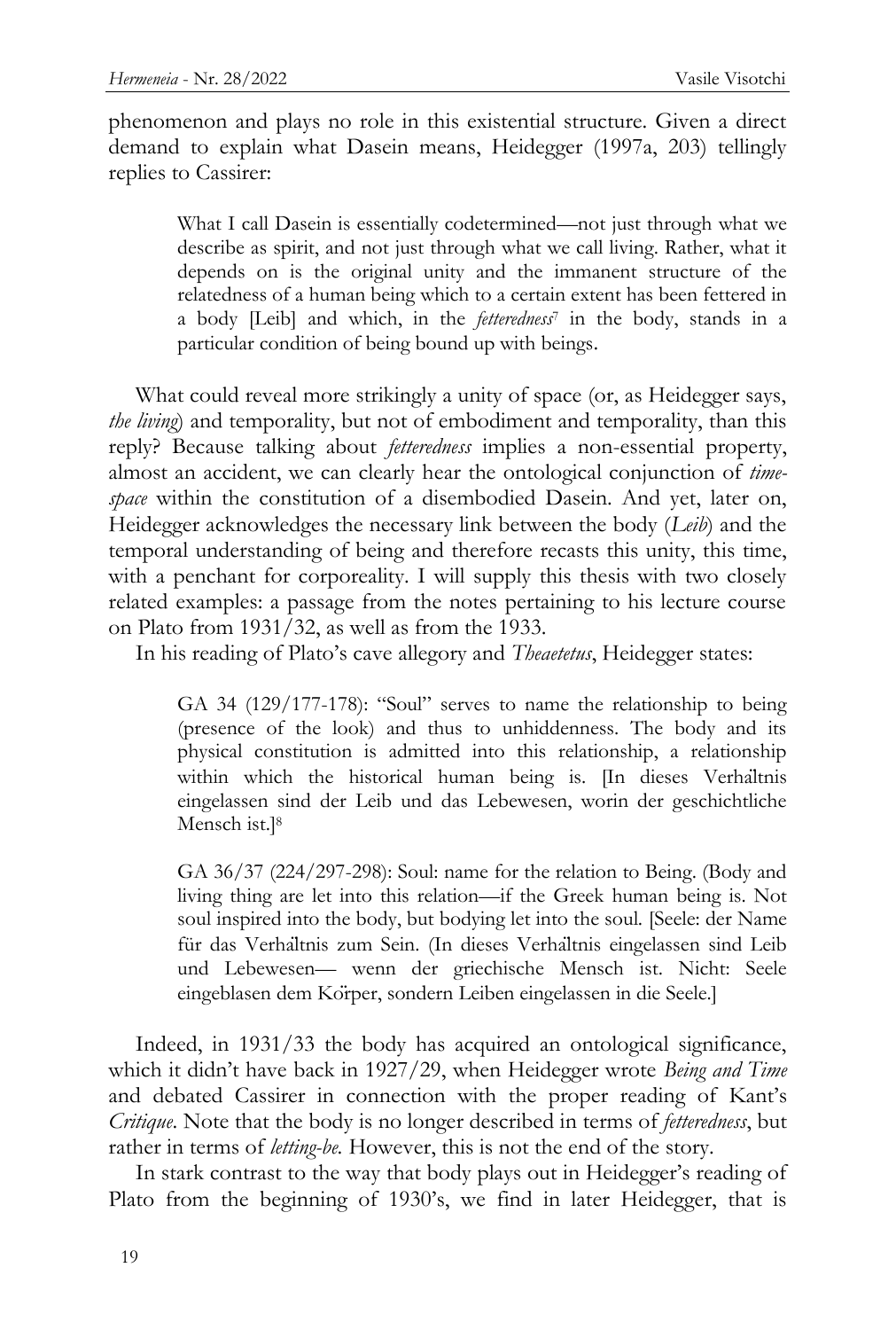phenomenon and plays no role in this existential structure. Given a direct demand to explain what Dasein means, Heidegger (1997a, 203) tellingly replies to Cassirer:

> What I call Dasein is essentially codetermined—not just through what we describe as spirit, and not just through what we call living. Rather, what it depends on is the original unity and the immanent structure of the relatedness of a human being which to a certain extent has been fettered in a body [Leib] and which, in the *fetteredness*[7] in the body, stands in a particular condition of being bound up with beings.

What could reveal more strikingly a unity of space (or, as Heidegger says, *the living*) and temporality, but not of embodiment and temporality, than this reply? Because talking about *fetteredness* implies a non-essential property, almost an accident, we can clearly hear the ontological conjunction of *time-space* within the constitution of a disembodied Dasein. And yet, later on, Heidegger acknowledges the necessary link between the body (*Leib*) and the temporal understanding of being and therefore recasts this unity, this time, with a penchant for corporeality. I will supply this thesis with two closely related examples: a passage from the notes pertaining to his lecture course on Plato from 1931/32, as well as from the 1933.

In his reading of Plato's cave allegory and *Theaetetus*, Heidegger states:

> GA 34 (129/177-178): "Soul" serves to name the relationship to being (presence of the look) and thus to unhiddenness. The body and its physical constitution is admitted into this relationship, a relationship within which the historical human being is. [In dieses Verhältnis eingelassen sind der Leib und das Lebewesen, worin der geschichtliche Mensch ist.][8]
>
> GA 36/37 (224/297-298): Soul: name for the relation to Being. (Body and living thing are let into this relation—if the Greek human being is. Not soul inspired into the body, but bodying let into the soul. [Seele: der Name für das Verhältnis zum Sein. (In dieses Verhältnis eingelassen sind Leib und Lebewesen— wenn der griechische Mensch ist. Nicht: Seele eingeblasen dem Körper, sondern Leiben eingelassen in die Seele.]

Indeed, in 1931/33 the body has acquired an ontological significance, which it didn't have back in 1927/29, when Heidegger wrote *Being and Time* and debated Cassirer in connection with the proper reading of Kant's *Critique*. Note that the body is no longer described in terms of *fetteredness*, but rather in terms of *letting-be*. However, this is not the end of the story.

In stark contrast to the way that body plays out in Heidegger's reading of Plato from the beginning of 1930's, we find in later Heidegger, that is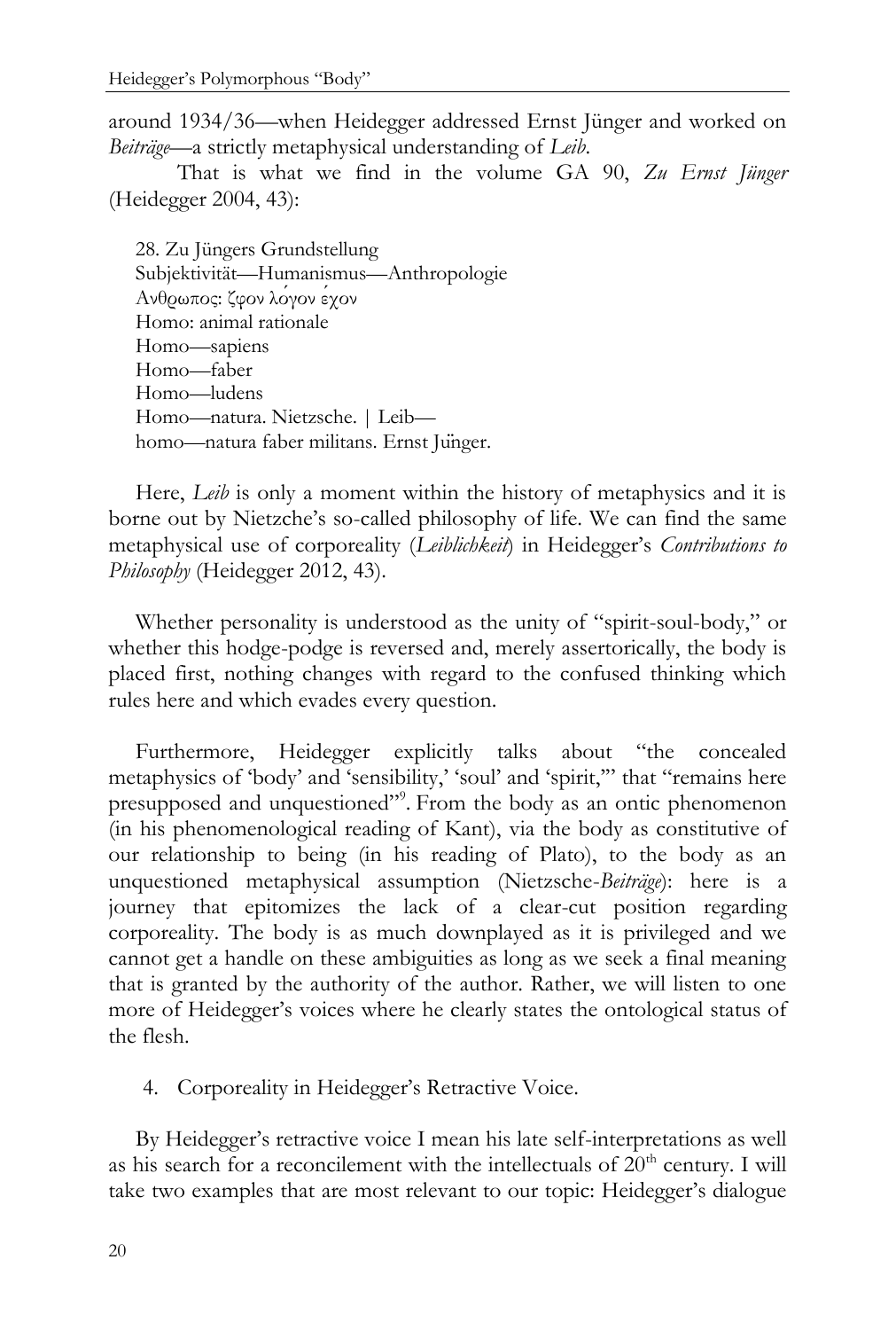around 1934/36—when Heidegger addressed Ernst Jünger and worked on *Beiträge*—a strictly metaphysical understanding of *Leib*.

That is what we find in the volume GA 90, *Zu Ernst Jünger* (Heidegger 2004, 43):

> 28. Zu Jüngers Grundstellung
> Subjektivität—Humanismus—Anthropologie
> Ανθρωπος: ζῷον λόγον ἔχον
> Homo: animal rationale
> Homo—sapiens
> Homo—faber
> Homo—ludens
> Homo—natura. Nietzsche. | Leib—
> homo—natura faber militans. Ernst Jünger.

Here, *Leib* is only a moment within the history of metaphysics and it is borne out by Nietzche's so-called philosophy of life. We can find the same metaphysical use of corporeality (*Leiblichkeit*) in Heidegger's *Contributions to Philosophy* (Heidegger 2012, 43).

> Whether personality is understood as the unity of "spirit-soul-body," or whether this hodge-podge is reversed and, merely assertorically, the body is placed first, nothing changes with regard to the confused thinking which rules here and which evades every question.

Furthermore, Heidegger explicitly talks about "the concealed metaphysics of 'body' and 'sensibility,' 'soul' and 'spirit,'" that "remains here presupposed and unquestioned"[9]. From the body as an ontic phenomenon (in his phenomenological reading of Kant), via the body as constitutive of our relationship to being (in his reading of Plato), to the body as an unquestioned metaphysical assumption (Nietzsche-*Beiträge*): here is a journey that epitomizes the lack of a clear-cut position regarding corporeality. The body is as much downplayed as it is privileged and we cannot get a handle on these ambiguities as long as we seek a final meaning that is granted by the authority of the author. Rather, we will listen to one more of Heidegger's voices where he clearly states the ontological status of the flesh.

## 4. Corporeality in Heidegger's Retractive Voice.

By Heidegger's retractive voice I mean his late self-interpretations as well as his search for a reconcilement with the intellectuals of 20th century. I will take two examples that are most relevant to our topic: Heidegger's dialogue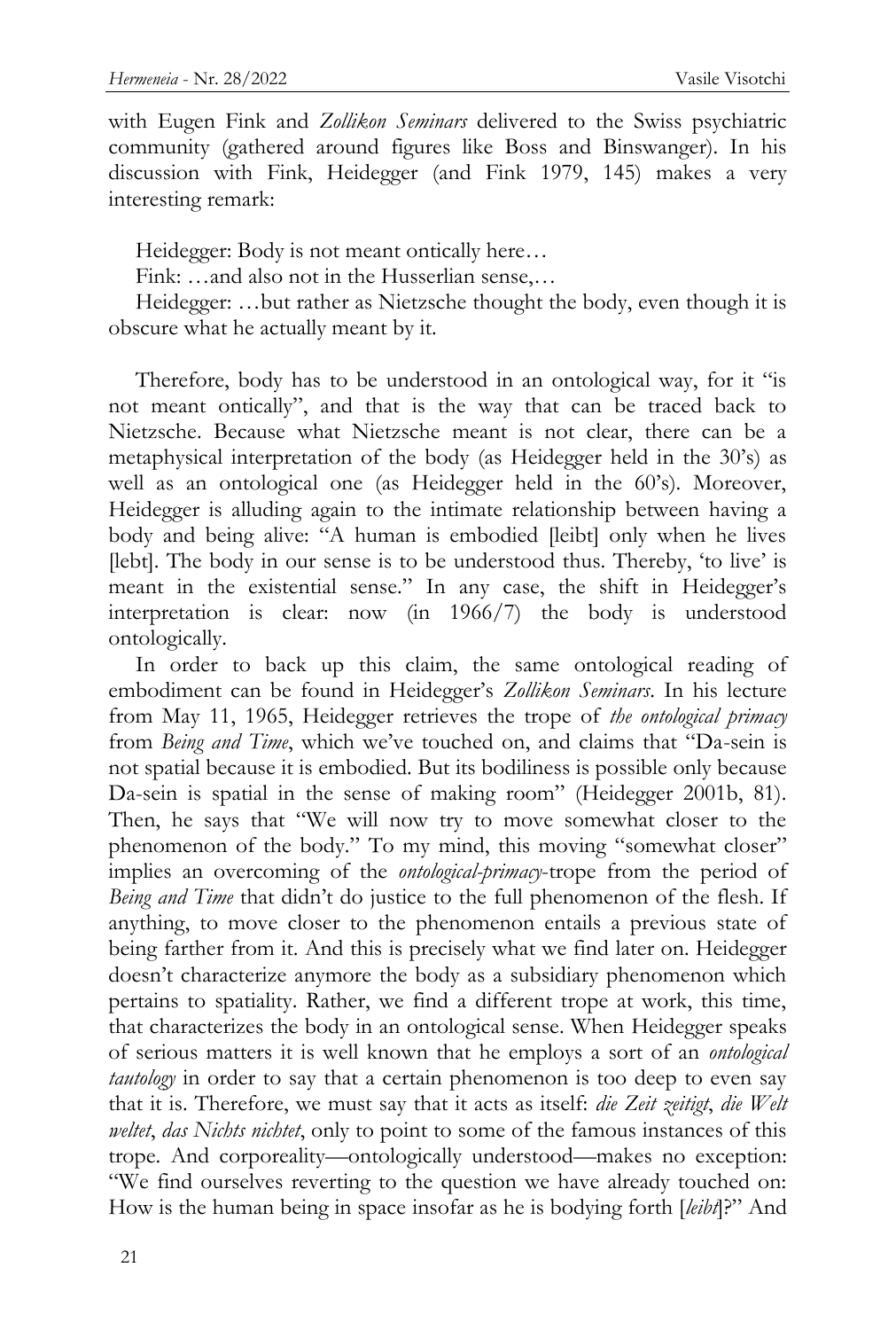with Eugen Fink and *Zollikon Seminars* delivered to the Swiss psychiatric community (gathered around figures like Boss and Binswanger). In his discussion with Fink, Heidegger (and Fink 1979, 145) makes a very interesting remark:

> Heidegger: Body is not meant ontically here…
>
> Fink: …and also not in the Husserlian sense,…
>
> Heidegger: …but rather as Nietzsche thought the body, even though it is obscure what he actually meant by it.

Therefore, body has to be understood in an ontological way, for it "is not meant ontically", and that is the way that can be traced back to Nietzsche. Because what Nietzsche meant is not clear, there can be a metaphysical interpretation of the body (as Heidegger held in the 30's) as well as an ontological one (as Heidegger held in the 60's). Moreover, Heidegger is alluding again to the intimate relationship between having a body and being alive: "A human is embodied [leibt] only when he lives [lebt]. The body in our sense is to be understood thus. Thereby, 'to live' is meant in the existential sense." In any case, the shift in Heidegger's interpretation is clear: now (in 1966/7) the body is understood ontologically.

In order to back up this claim, the same ontological reading of embodiment can be found in Heidegger's *Zollikon Seminars*. In his lecture from May 11, 1965, Heidegger retrieves the trope of *the ontological primacy* from *Being and Time*, which we've touched on, and claims that "Da-sein is not spatial because it is embodied. But its bodiliness is possible only because Da-sein is spatial in the sense of making room" (Heidegger 2001b, 81). Then, he says that "We will now try to move somewhat closer to the phenomenon of the body." To my mind, this moving "somewhat closer" implies an overcoming of the *ontological-primacy*-trope from the period of *Being and Time* that didn't do justice to the full phenomenon of the flesh. If anything, to move closer to the phenomenon entails a previous state of being farther from it. And this is precisely what we find later on. Heidegger doesn't characterize anymore the body as a subsidiary phenomenon which pertains to spatiality. Rather, we find a different trope at work, this time, that characterizes the body in an ontological sense. When Heidegger speaks of serious matters it is well known that he employs a sort of an *ontological tautology* in order to say that a certain phenomenon is too deep to even say that it is. Therefore, we must say that it acts as itself: *die Zeit zeitigt*, *die Welt weltet*, *das Nichts nichtet*, only to point to some of the famous instances of this trope. And corporeality—ontologically understood—makes no exception: "We find ourselves reverting to the question we have already touched on: How is the human being in space insofar as he is bodying forth [*leibt*]?" And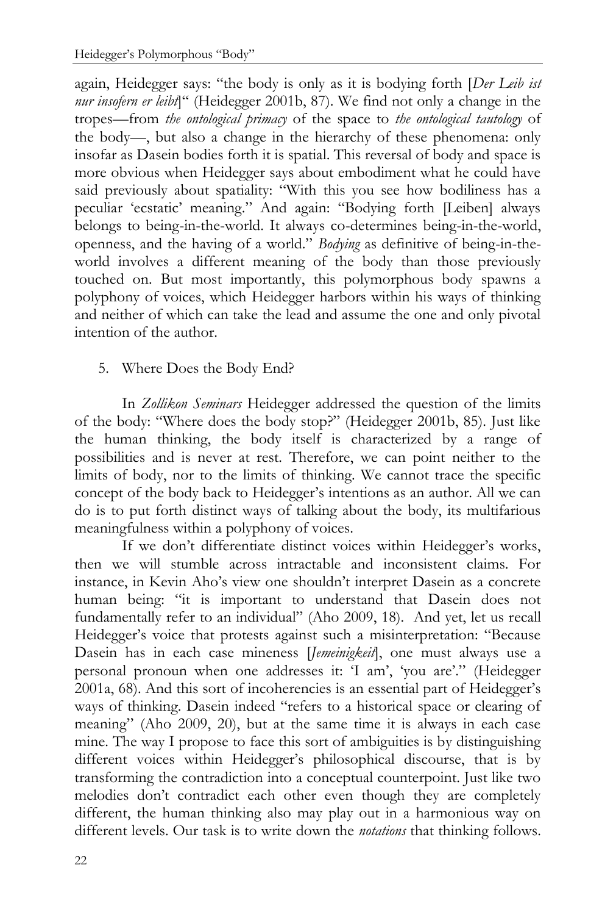again, Heidegger says: "the body is only as it is bodying forth [*Der Leib ist nur insofern er leibt*]" (Heidegger 2001b, 87). We find not only a change in the tropes—from *the ontological primacy* of the space to *the ontological tautology* of the body—, but also a change in the hierarchy of these phenomena: only insofar as Dasein bodies forth it is spatial. This reversal of body and space is more obvious when Heidegger says about embodiment what he could have said previously about spatiality: "With this you see how bodiliness has a peculiar 'ecstatic' meaning." And again: "Bodying forth [Leiben] always belongs to being-in-the-world. It always co-determines being-in-the-world, openness, and the having of a world." *Bodying* as definitive of being-in-the-world involves a different meaning of the body than those previously touched on. But most importantly, this polymorphous body spawns a polyphony of voices, which Heidegger harbors within his ways of thinking and neither of which can take the lead and assume the one and only pivotal intention of the author.

## 5. Where Does the Body End?

In *Zollikon Seminars* Heidegger addressed the question of the limits of the body: "Where does the body stop?" (Heidegger 2001b, 85). Just like the human thinking, the body itself is characterized by a range of possibilities and is never at rest. Therefore, we can point neither to the limits of body, nor to the limits of thinking. We cannot trace the specific concept of the body back to Heidegger's intentions as an author. All we can do is to put forth distinct ways of talking about the body, its multifarious meaningfulness within a polyphony of voices.

If we don't differentiate distinct voices within Heidegger's works, then we will stumble across intractable and inconsistent claims. For instance, in Kevin Aho's view one shouldn't interpret Dasein as a concrete human being: "it is important to understand that Dasein does not fundamentally refer to an individual" (Aho 2009, 18). And yet, let us recall Heidegger's voice that protests against such a misinterpretation: "Because Dasein has in each case mineness [*Jemeinigkeit*], one must always use a personal pronoun when one addresses it: 'I am', 'you are'." (Heidegger 2001a, 68). And this sort of incoherencies is an essential part of Heidegger's ways of thinking. Dasein indeed "refers to a historical space or clearing of meaning" (Aho 2009, 20), but at the same time it is always in each case mine. The way I propose to face this sort of ambiguities is by distinguishing different voices within Heidegger's philosophical discourse, that is by transforming the contradiction into a conceptual counterpoint. Just like two melodies don't contradict each other even though they are completely different, the human thinking also may play out in a harmonious way on different levels. Our task is to write down the *notations* that thinking follows.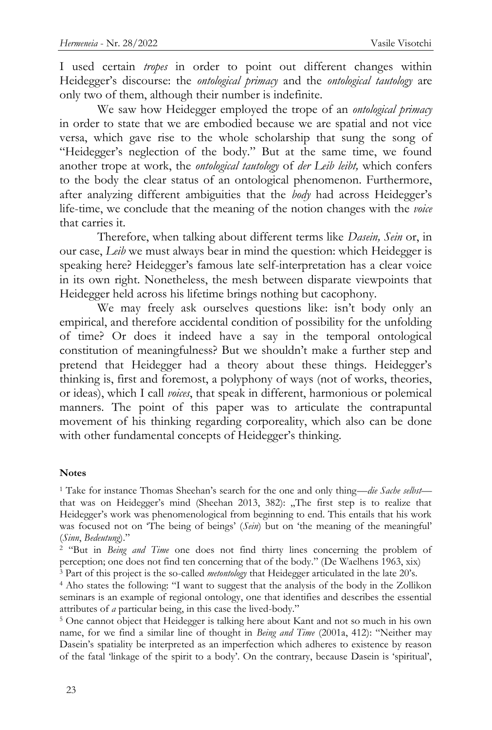I used certain *tropes* in order to point out different changes within Heidegger's discourse: the *ontological primacy* and the *ontological tautology* are only two of them, although their number is indefinite.

We saw how Heidegger employed the trope of an *ontological primacy* in order to state that we are embodied because we are spatial and not vice versa, which gave rise to the whole scholarship that sung the song of "Heidegger's neglection of the body." But at the same time, we found another trope at work, the *ontological tautology* of *der Leib leibt,* which confers to the body the clear status of an ontological phenomenon. Furthermore, after analyzing different ambiguities that the *body* had across Heidegger's life-time, we conclude that the meaning of the notion changes with the *voice* that carries it.

Therefore, when talking about different terms like *Dasein, Sein* or, in our case, *Leib* we must always bear in mind the question: which Heidegger is speaking here? Heidegger's famous late self-interpretation has a clear voice in its own right. Nonetheless, the mesh between disparate viewpoints that Heidegger held across his lifetime brings nothing but cacophony.

We may freely ask ourselves questions like: isn't body only an empirical, and therefore accidental condition of possibility for the unfolding of time? Or does it indeed have a say in the temporal ontological constitution of meaningfulness? But we shouldn't make a further step and pretend that Heidegger had a theory about these things. Heidegger's thinking is, first and foremost, a polyphony of ways (not of works, theories, or ideas), which I call *voices*, that speak in different, harmonious or polemical manners. The point of this paper was to articulate the contrapuntal movement of his thinking regarding corporeality, which also can be done with other fundamental concepts of Heidegger's thinking.

**Notes**

[1] Take for instance Thomas Sheehan's search for the one and only thing—*die Sache selbst*—that was on Heidegger's mind (Sheehan 2013, 382): „The first step is to realize that Heidegger's work was phenomenological from beginning to end. This entails that his work was focused not on 'The being of beings' (*Sein*) but on 'the meaning of the meaningful' (*Sinn*, *Bedeutung*)."

[2] "But in *Being and Time* one does not find thirty lines concerning the problem of perception; one does not find ten concerning that of the body." (De Waelhens 1963, xix)

[3] Part of this project is the so-called *metontology* that Heidegger articulated in the late 20's.

[4] Aho states the following: "I want to suggest that the analysis of the body in the Zollikon seminars is an example of regional ontology, one that identifies and describes the essential attributes of *a* particular being, in this case the lived-body."

[5] One cannot object that Heidegger is talking here about Kant and not so much in his own name, for we find a similar line of thought in *Being and Time* (2001a, 412): "Neither may Dasein's spatiality be interpreted as an imperfection which adheres to existence by reason of the fatal 'linkage of the spirit to a body'. On the contrary, because Dasein is 'spiritual',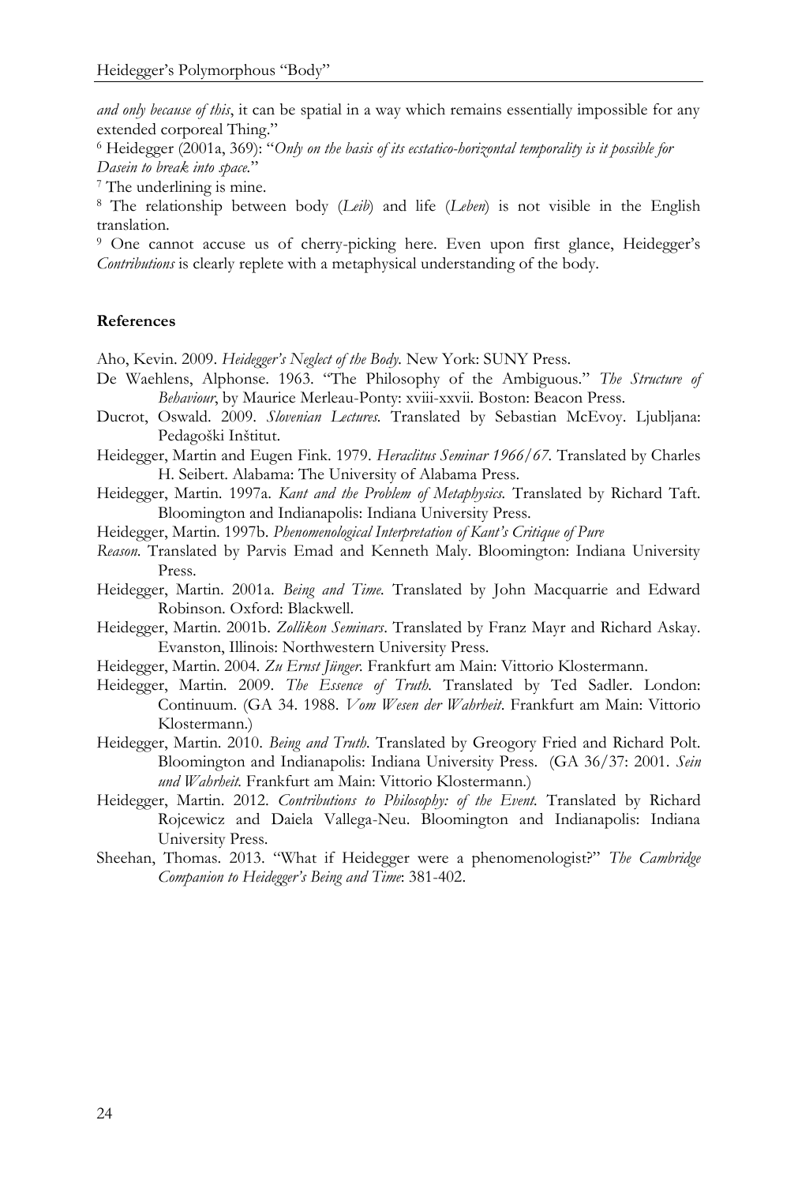*and only because of this*, it can be spatial in a way which remains essentially impossible for any extended corporeal Thing."

[6] Heidegger (2001a, 369): "*Only on the basis of its ecstatico-horizontal temporality is it possible for Dasein to break into space.*"

[7] The underlining is mine.

[8] The relationship between body (*Leib*) and life (*Leben*) is not visible in the English translation.

[9] One cannot accuse us of cherry-picking here. Even upon first glance, Heidegger's *Contributions* is clearly replete with a metaphysical understanding of the body.

## References

Aho, Kevin. 2009. *Heidegger's Neglect of the Body.* New York: SUNY Press.

De Waehlens, Alphonse. 1963. "The Philosophy of the Ambiguous." *The Structure of Behaviour*, by Maurice Merleau-Ponty: xviii-xxvii. Boston: Beacon Press.

Ducrot, Oswald. 2009. *Slovenian Lectures.* Translated by Sebastian McEvoy. Ljubljana: Pedagoški Inštitut.

Heidegger, Martin and Eugen Fink. 1979. *Heraclitus Seminar 1966/67.* Translated by Charles H. Seibert. Alabama: The University of Alabama Press.

Heidegger, Martin. 1997a. *Kant and the Problem of Metaphysics.* Translated by Richard Taft. Bloomington and Indianapolis: Indiana University Press.

Heidegger, Martin. 1997b. *Phenomenological Interpretation of Kant's Critique of Pure Reason.* Translated by Parvis Emad and Kenneth Maly. Bloomington: Indiana University Press.

Heidegger, Martin. 2001a. *Being and Time.* Translated by John Macquarrie and Edward Robinson. Oxford: Blackwell.

Heidegger, Martin. 2001b. *Zollikon Seminars*. Translated by Franz Mayr and Richard Askay. Evanston, Illinois: Northwestern University Press.

Heidegger, Martin. 2004. *Zu Ernst Jünger.* Frankfurt am Main: Vittorio Klostermann.

Heidegger, Martin. 2009. *The Essence of Truth.* Translated by Ted Sadler. London: Continuum. (GA 34. 1988. *Vom Wesen der Wahrheit*. Frankfurt am Main: Vittorio Klostermann.)

Heidegger, Martin. 2010. *Being and Truth.* Translated by Greogory Fried and Richard Polt. Bloomington and Indianapolis: Indiana University Press. (GA 36/37: 2001. *Sein und Wahrheit.* Frankfurt am Main: Vittorio Klostermann.)

Heidegger, Martin. 2012. *Contributions to Philosophy: of the Event.* Translated by Richard Rojcewicz and Daiela Vallega-Neu. Bloomington and Indianapolis: Indiana University Press.

Sheehan, Thomas. 2013. "What if Heidegger were a phenomenologist?" *The Cambridge Companion to Heidegger's Being and Time*: 381-402.